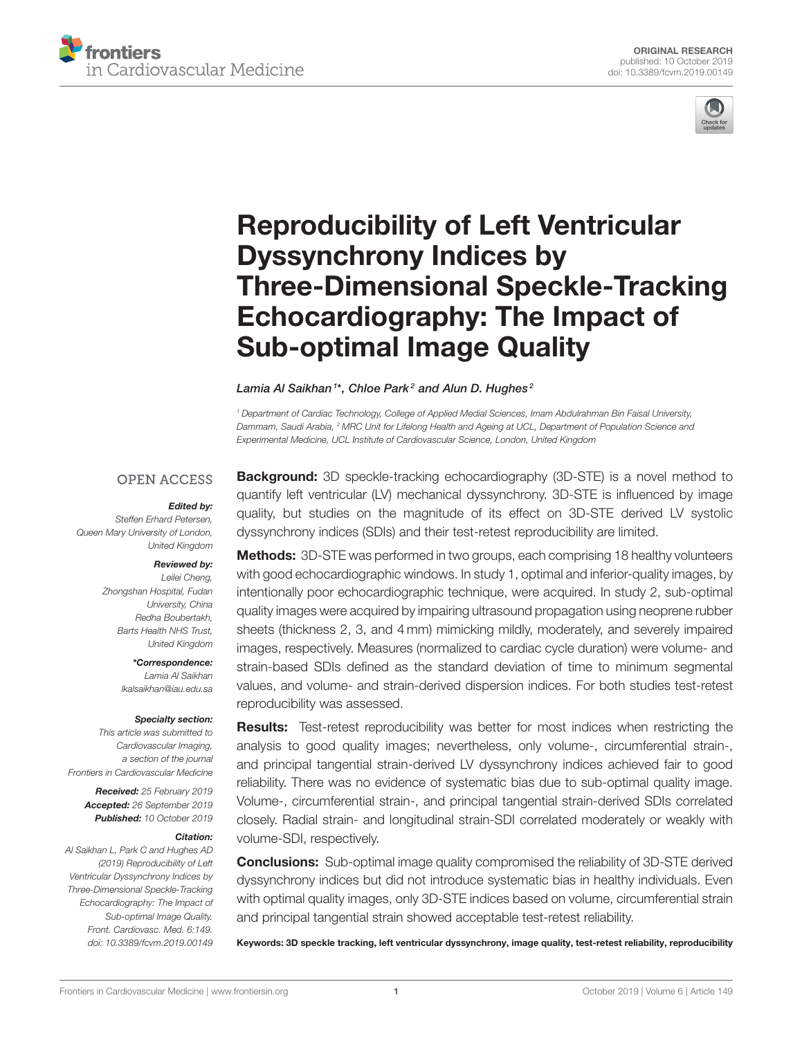ORIGINAL RESEARCH
published: 10 October 2019
doi: 10.3389/fcvm.2019.00149

# Reproducibility of Left Ventricular Dyssynchrony Indices by Three-Dimensional Speckle-Tracking Echocardiography: The Impact of Sub-optimal Image Quality

*Lamia Al Saikhan[1]\*, Chloe Park[2] and Alun D. Hughes[2]*

[1] Department of Cardiac Technology, College of Applied Medial Sciences, Imam Abdulrahman Bin Faisal University, Dammam, Saudi Arabia, [2] MRC Unit for Lifelong Health and Ageing at UCL, Department of Population Science and Experimental Medicine, UCL Institute of Cardiovascular Science, London, United Kingdom

OPEN ACCESS

***Edited by:***
Steffen Erhard Petersen, Queen Mary University of London, United Kingdom

***Reviewed by:***
Leilei Cheng, Zhongshan Hospital, Fudan University, China
Redha Boubertakh, Barts Health NHS Trust, United Kingdom

***\*Correspondence:***
Lamia Al Saikhan
lkalsaikhan@iau.edu.sa

***Specialty section:***
This article was submitted to Cardiovascular Imaging, a section of the journal Frontiers in Cardiovascular Medicine

***Received:*** 25 February 2019
***Accepted:*** 26 September 2019
***Published:*** 10 October 2019

***Citation:***
Al Saikhan L, Park C and Hughes AD (2019) Reproducibility of Left Ventricular Dyssynchrony Indices by Three-Dimensional Speckle-Tracking Echocardiography: The Impact of Sub-optimal Image Quality. Front. Cardiovasc. Med. 6:149. doi: 10.3389/fcvm.2019.00149

**Background:** 3D speckle-tracking echocardiography (3D-STE) is a novel method to quantify left ventricular (LV) mechanical dyssynchrony. 3D-STE is influenced by image quality, but studies on the magnitude of its effect on 3D-STE derived LV systolic dyssynchrony indices (SDIs) and their test-retest reproducibility are limited.

**Methods:** 3D-STE was performed in two groups, each comprising 18 healthy volunteers with good echocardiographic windows. In study 1, optimal and inferior-quality images, by intentionally poor echocardiographic technique, were acquired. In study 2, sub-optimal quality images were acquired by impairing ultrasound propagation using neoprene rubber sheets (thickness 2, 3, and 4 mm) mimicking mildly, moderately, and severely impaired images, respectively. Measures (normalized to cardiac cycle duration) were volume- and strain-based SDIs defined as the standard deviation of time to minimum segmental values, and volume- and strain-derived dispersion indices. For both studies test-retest reproducibility was assessed.

**Results:** Test-retest reproducibility was better for most indices when restricting the analysis to good quality images; nevertheless, only volume-, circumferential strain-, and principal tangential strain-derived LV dyssynchrony indices achieved fair to good reliability. There was no evidence of systematic bias due to sub-optimal quality image. Volume-, circumferential strain-, and principal tangential strain-derived SDIs correlated closely. Radial strain- and longitudinal strain-SDI correlated moderately or weakly with volume-SDI, respectively.

**Conclusions:** Sub-optimal image quality compromised the reliability of 3D-STE derived dyssynchrony indices but did not introduce systematic bias in healthy individuals. Even with optimal quality images, only 3D-STE indices based on volume, circumferential strain and principal tangential strain showed acceptable test-retest reliability.

**Keywords: 3D speckle tracking, left ventricular dyssynchrony, image quality, test-retest reliability, reproducibility**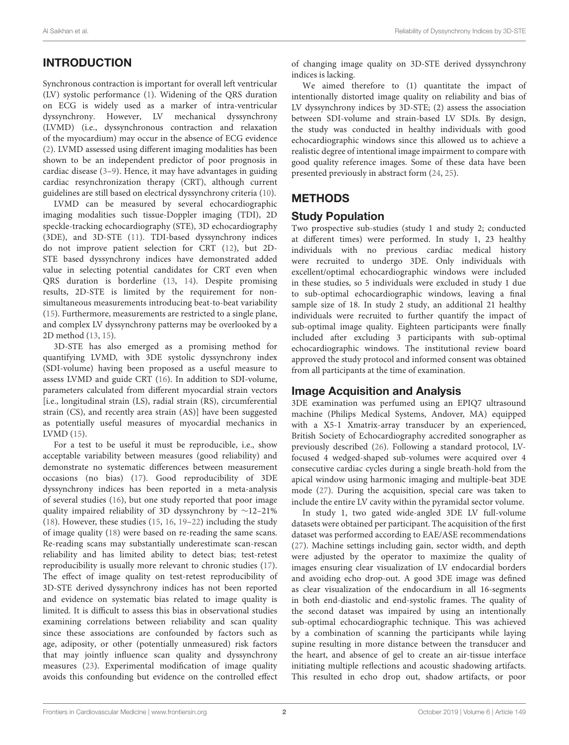## INTRODUCTION

Synchronous contraction is important for overall left ventricular (LV) systolic performance (1). Widening of the QRS duration on ECG is widely used as a marker of intra-ventricular dyssynchrony. However, LV mechanical dyssynchrony (LVMD) (i.e., dyssynchronous contraction and relaxation of the myocardium) may occur in the absence of ECG evidence (2). LVMD assessed using different imaging modalities has been shown to be an independent predictor of poor prognosis in cardiac disease (3–9). Hence, it may have advantages in guiding cardiac resynchronization therapy (CRT), although current guidelines are still based on electrical dyssynchrony criteria (10).

LVMD can be measured by several echocardiographic imaging modalities such tissue-Doppler imaging (TDI), 2D speckle-tracking echocardiography (STE), 3D echocardiography (3DE), and 3D-STE (11). TDI-based dyssynchrony indices do not improve patient selection for CRT (12), but 2D-STE based dyssynchrony indices have demonstrated added value in selecting potential candidates for CRT even when QRS duration is borderline (13, 14). Despite promising results, 2D-STE is limited by the requirement for non-simultaneous measurements introducing beat-to-beat variability (15). Furthermore, measurements are restricted to a single plane, and complex LV dyssynchrony patterns may be overlooked by a 2D method (13, 15).

3D-STE has also emerged as a promising method for quantifying LVMD, with 3DE systolic dyssynchrony index (SDI-volume) having been proposed as a useful measure to assess LVMD and guide CRT (16). In addition to SDI-volume, parameters calculated from different myocardial strain vectors [i.e., longitudinal strain (LS), radial strain (RS), circumferential strain (CS), and recently area strain (AS)] have been suggested as potentially useful measures of myocardial mechanics in LVMD (15).

For a test to be useful it must be reproducible, i.e., show acceptable variability between measures (good reliability) and demonstrate no systematic differences between measurement occasions (no bias) (17). Good reproducibility of 3DE dyssynchrony indices has been reported in a meta-analysis of several studies (16), but one study reported that poor image quality impaired reliability of 3D dyssynchrony by ∼12–21% (18). However, these studies (15, 16, 19–22) including the study of image quality (18) were based on re-reading the same scans. Re-reading scans may substantially underestimate scan-rescan reliability and has limited ability to detect bias; test-retest reproducibility is usually more relevant to chronic studies (17). The effect of image quality on test-retest reproducibility of 3D-STE derived dyssynchrony indices has not been reported and evidence on systematic bias related to image quality is limited. It is difficult to assess this bias in observational studies examining correlations between reliability and scan quality since these associations are confounded by factors such as age, adiposity, or other (potentially unmeasured) risk factors that may jointly influence scan quality and dyssynchrony measures (23). Experimental modification of image quality avoids this confounding but evidence on the controlled effect of changing image quality on 3D-STE derived dyssynchrony indices is lacking.

We aimed therefore to (1) quantitate the impact of intentionally distorted image quality on reliability and bias of LV dyssynchrony indices by 3D-STE; (2) assess the association between SDI-volume and strain-based LV SDIs. By design, the study was conducted in healthy individuals with good echocardiographic windows since this allowed us to achieve a realistic degree of intentional image impairment to compare with good quality reference images. Some of these data have been presented previously in abstract form (24, 25).

## METHODS

### Study Population

Two prospective sub-studies (study 1 and study 2; conducted at different times) were performed. In study 1, 23 healthy individuals with no previous cardiac medical history were recruited to undergo 3DE. Only individuals with excellent/optimal echocardiographic windows were included in these studies, so 5 individuals were excluded in study 1 due to sub-optimal echocardiographic windows, leaving a final sample size of 18. In study 2 study, an additional 21 healthy individuals were recruited to further quantify the impact of sub-optimal image quality. Eighteen participants were finally included after excluding 3 participants with sub-optimal echocardiographic windows. The institutional review board approved the study protocol and informed consent was obtained from all participants at the time of examination.

### Image Acquisition and Analysis

3DE examination was perfumed using an EPIQ7 ultrasound machine (Philips Medical Systems, Andover, MA) equipped with a X5-1 Xmatrix-array transducer by an experienced, British Society of Echocardiography accredited sonographer as previously described (26). Following a standard protocol, LV-focused 4 wedged-shaped sub-volumes were acquired over 4 consecutive cardiac cycles during a single breath-hold from the apical window using harmonic imaging and multiple-beat 3DE mode (27). During the acquisition, special care was taken to include the entire LV cavity within the pyramidal sector volume.

In study 1, two gated wide-angled 3DE LV full-volume datasets were obtained per participant. The acquisition of the first dataset was performed according to EAE/ASE recommendations (27). Machine settings including gain, sector width, and depth were adjusted by the operator to maximize the quality of images ensuring clear visualization of LV endocardial borders and avoiding echo drop-out. A good 3DE image was defined as clear visualization of the endocardium in all 16-segments in both end-diastolic and end-systolic frames. The quality of the second dataset was impaired by using an intentionally sub-optimal echocardiographic technique. This was achieved by a combination of scanning the participants while laying supine resulting in more distance between the transducer and the heart, and absence of gel to create an air-tissue interface initiating multiple reflections and acoustic shadowing artifacts. This resulted in echo drop out, shadow artifacts, or poor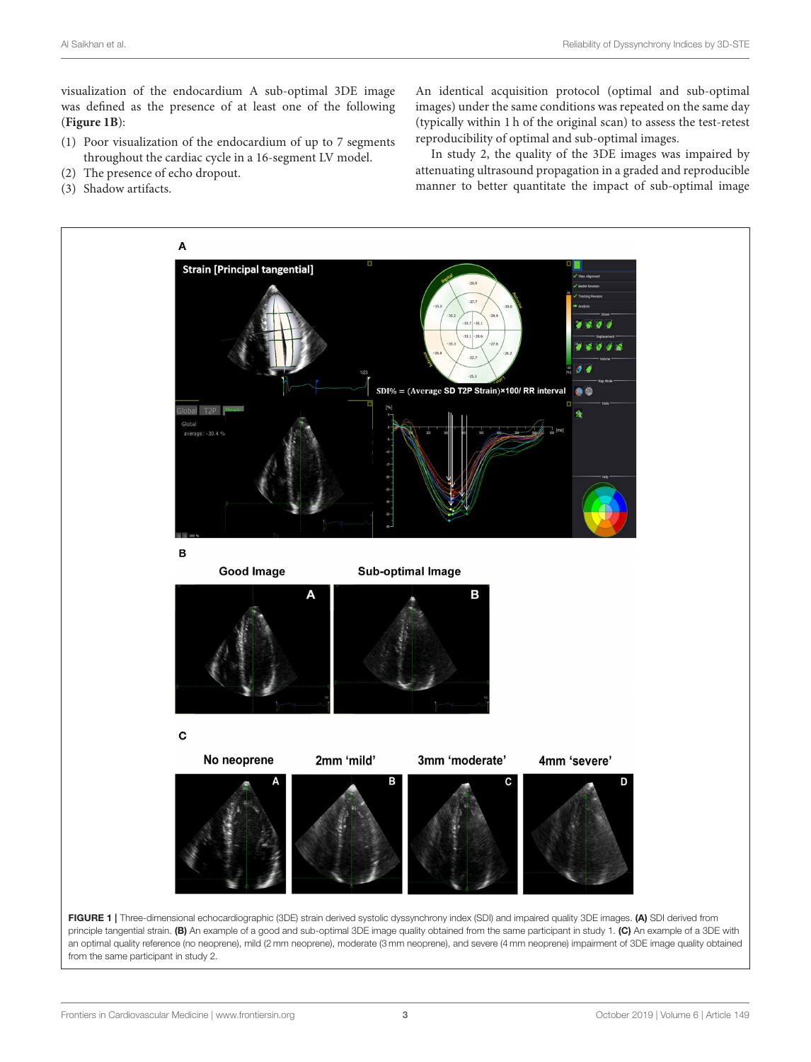visualization of the endocardium A sub-optimal 3DE image was defined as the presence of at least one of the following (**Figure 1B**):

(1) Poor visualization of the endocardium of up to 7 segments throughout the cardiac cycle in a 16-segment LV model.
(2) The presence of echo dropout.
(3) Shadow artifacts.

An identical acquisition protocol (optimal and sub-optimal images) under the same conditions was repeated on the same day (typically within 1 h of the original scan) to assess the test-retest reproducibility of optimal and sub-optimal images.

In study 2, the quality of the 3DE images was impaired by attenuating ultrasound propagation in a graded and reproducible manner to better quantitate the impact of sub-optimal image

**FIGURE 1** | Three-dimensional echocardiographic (3DE) strain derived systolic dyssynchrony index (SDI) and impaired quality 3DE images. **(A)** SDI derived from principle tangential strain. **(B)** An example of a good and sub-optimal 3DE image quality obtained from the same participant in study 1. **(C)** An example of a 3DE with an optimal quality reference (no neoprene), mild (2 mm neoprene), moderate (3 mm neoprene), and severe (4 mm neoprene) impairment of 3DE image quality obtained from the same participant in study 2.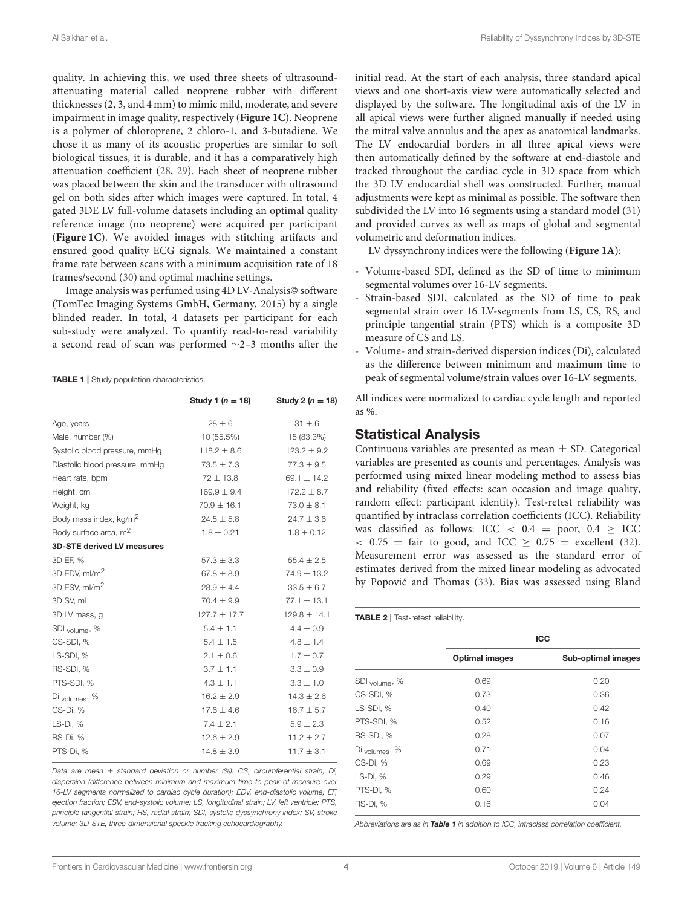quality. In achieving this, we used three sheets of ultrasound-attenuating material called neoprene rubber with different thicknesses (2, 3, and 4 mm) to mimic mild, moderate, and severe impairment in image quality, respectively (**Figure 1C**). Neoprene is a polymer of chloroprene, 2 chloro-1, and 3-butadiene. We chose it as many of its acoustic properties are similar to soft biological tissues, it is durable, and it has a comparatively high attenuation coefficient (28, 29). Each sheet of neoprene rubber was placed between the skin and the transducer with ultrasound gel on both sides after which images were captured. In total, 4 gated 3DE LV full-volume datasets including an optimal quality reference image (no neoprene) were acquired per participant (**Figure 1C**). We avoided images with stitching artifacts and ensured good quality ECG signals. We maintained a constant frame rate between scans with a minimum acquisition rate of 18 frames/second (30) and optimal machine settings.

Image analysis was perfumed using 4D LV-Analysis© software (TomTec Imaging Systems GmbH, Germany, 2015) by a single blinded reader. In total, 4 datasets per participant for each sub-study were analyzed. To quantify read-to-read variability a second read of scan was performed ∼2–3 months after the initial read. At the start of each analysis, three standard apical views and one short-axis view were automatically selected and displayed by the software. The longitudinal axis of the LV in all apical views were further aligned manually if needed using the mitral valve annulus and the apex as anatomical landmarks. The LV endocardial borders in all three apical views were then automatically defined by the software at end-diastole and tracked throughout the cardiac cycle in 3D space from which the 3D LV endocardial shell was constructed. Further, manual adjustments were kept as minimal as possible. The software then subdivided the LV into 16 segments using a standard model (31) and provided curves as well as maps of global and segmental volumetric and deformation indices.

LV dyssynchrony indices were the following (**Figure 1A**):

- Volume-based SDI, defined as the SD of time to minimum segmental volumes over 16-LV segments.
- Strain-based SDI, calculated as the SD of time to peak segmental strain over 16 LV-segments from LS, CS, RS, and principle tangential strain (PTS) which is a composite 3D measure of CS and LS.
- Volume- and strain-derived dispersion indices (Di), calculated as the difference between minimum and maximum time to peak of segmental volume/strain values over 16-LV segments.

All indices were normalized to cardiac cycle length and reported as %.

**TABLE 1** | Study population characteristics.

| | Study 1 ($n = 18$) | Study 2 ($n = 18$) |
|---|---|---|
| Age, years | 28 ± 6 | 31 ± 6 |
| Male, number (%) | 10 (55.5%) | 15 (83.3%) |
| Systolic blood pressure, mmHg | 118.2 ± 8.6 | 123.2 ± 9.2 |
| Diastolic blood pressure, mmHg | 73.5 ± 7.3 | 77.3 ± 9.5 |
| Heart rate, bpm | 72 ± 13.8 | 69.1 ± 14.2 |
| Height, cm | 169.9 ± 9.4 | 172.2 ± 8.7 |
| Weight, kg | 70.9 ± 16.1 | 73.0 ± 8.1 |
| Body mass index, kg/m$^2$ | 24.5 ± 5.8 | 24.7 ± 3.6 |
| Body surface area, m$^2$ | 1.8 ± 0.21 | 1.8 ± 0.12 |
| **3D-STE derived LV measures** | | |
| 3D EF, % | 57.3 ± 3.3 | 55.4 ± 2.5 |
| 3D EDV, ml/m$^2$ | 67.8 ± 8.9 | 74.9 ± 13.2 |
| 3D ESV, ml/m$^2$ | 28.9 ± 4.4 | 33.5 ± 6.7 |
| 3D SV, ml | 70.4 ± 9.9 | 77.1 ± 13.1 |
| 3D LV mass, g | 127.7 ± 17.7 | 129.8 ± 14.1 |
| SDI $_{volume}$, % | 5.4 ± 1.1 | 4.4 ± 0.9 |
| CS-SDI, % | 5.4 ± 1.5 | 4.8 ± 1.4 |
| LS-SDI, % | 2.1 ± 0.6 | 1.7 ± 0.7 |
| RS-SDI, % | 3.7 ± 1.1 | 3.3 ± 0.9 |
| PTS-SDI, % | 4.3 ± 1.1 | 3.3 ± 1.0 |
| Di $_{volumes}$, % | 16.2 ± 2.9 | 14.3 ± 2.6 |
| CS-Di, % | 17.6 ± 4.6 | 16.7 ± 5.7 |
| LS-Di, % | 7.4 ± 2.1 | 5.9 ± 2.3 |
| RS-Di, % | 12.6 ± 2.9 | 11.2 ± 2.7 |
| PTS-Di, % | 14.8 ± 3.9 | 11.7 ± 3.1 |

*Data are mean ± standard deviation or number (%). CS, circumferential strain; Di, dispersion (difference between minimum and maximum time to peak of measure over 16-LV segments normalized to cardiac cycle duration); EDV, end-diastolic volume; EF, ejection fraction; ESV, end-systolic volume; LS, longitudinal strain; LV, left ventricle; PTS, principle tangential strain; RS, radial strain; SDI, systolic dyssynchrony index; SV, stroke volume; 3D-STE, three-dimensional speckle tracking echocardiography.*

## Statistical Analysis

Continuous variables are presented as mean ± SD. Categorical variables are presented as counts and percentages. Analysis was performed using mixed linear modeling method to assess bias and reliability (fixed effects: scan occasion and image quality, random effect: participant identity). Test-retest reliability was quantified by intraclass correlation coefficients (ICC). Reliability was classified as follows: ICC $< 0.4$ = poor, $0.4 \geq$ ICC $< 0.75$ = fair to good, and ICC $\geq 0.75$ = excellent (32). Measurement error was assessed as the standard error of estimates derived from the mixed linear modeling as advocated by Popović and Thomas (33). Bias was assessed using Bland

**TABLE 2** | Test-retest reliability.

| | ICC | |
|---|---|---|
| | **Optimal images** | **Sub-optimal images** |
| SDI $_{volume}$, % | 0.69 | 0.20 |
| CS-SDI, % | 0.73 | 0.36 |
| LS-SDI, % | 0.40 | 0.42 |
| PTS-SDI, % | 0.52 | 0.16 |
| RS-SDI, % | 0.28 | 0.07 |
| Di $_{volumes}$, % | 0.71 | 0.04 |
| CS-Di, % | 0.69 | 0.23 |
| LS-Di, % | 0.29 | 0.46 |
| PTS-Di, % | 0.60 | 0.24 |
| RS-Di, % | 0.16 | 0.04 |

*Abbreviations are as in **Table 1** in addition to ICC, intraclass correlation coefficient.*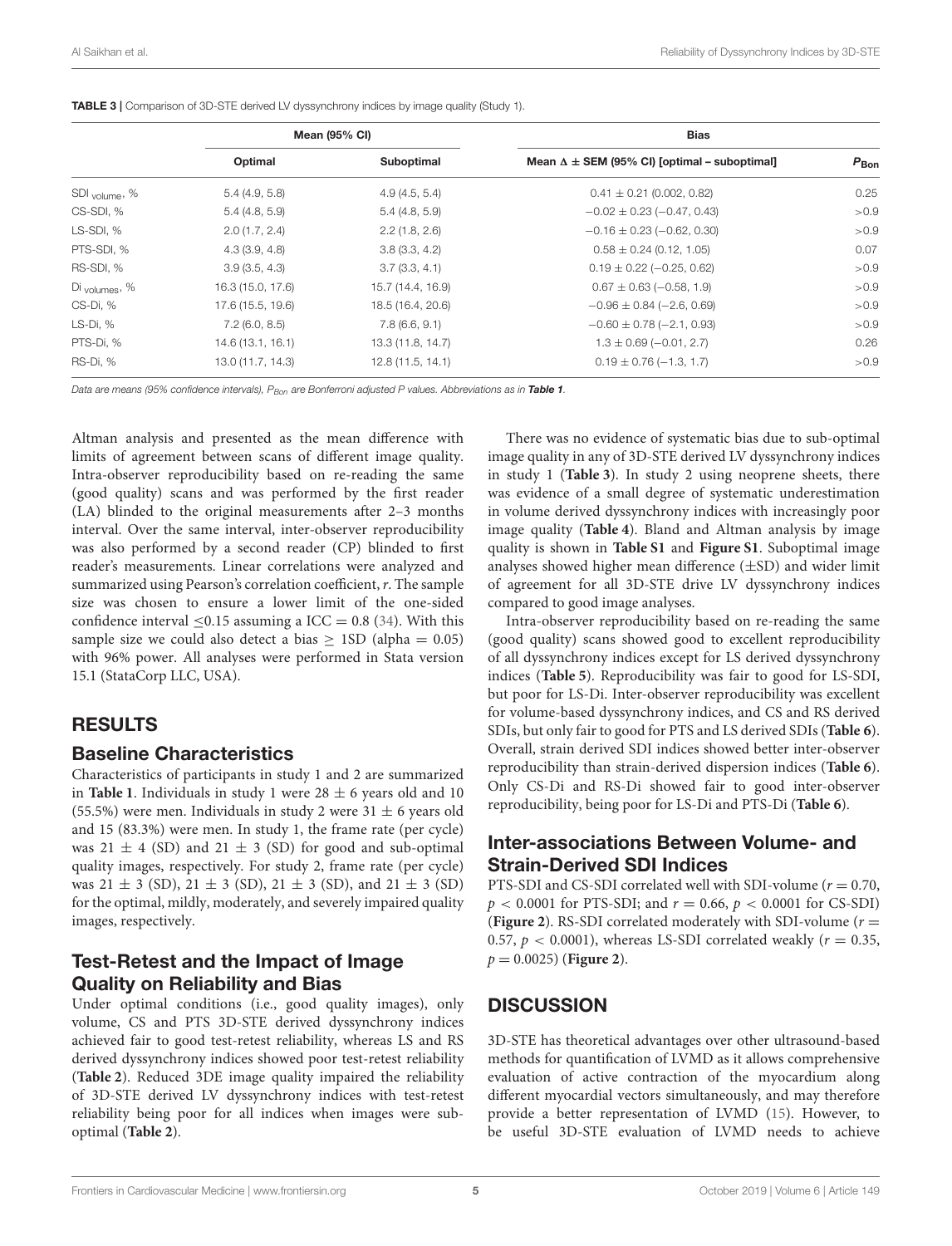**TABLE 3 |** Comparison of 3D-STE derived LV dyssynchrony indices by image quality (Study 1).

| | Mean (95% CI) | | Bias | |
|---|---|---|---|---|
| | Optimal | Suboptimal | Mean Δ ± SEM (95% CI) [optimal – suboptimal] | $P_{Bon}$ |
| $SDI_{volume}$, % | 5.4 (4.9, 5.8) | 4.9 (4.5, 5.4) | 0.41 ± 0.21 (0.002, 0.82) | 0.25 |
| CS-SDI, % | 5.4 (4.8, 5.9) | 5.4 (4.8, 5.9) | −0.02 ± 0.23 (−0.47, 0.43) | >0.9 |
| LS-SDI, % | 2.0 (1.7, 2.4) | 2.2 (1.8, 2.6) | −0.16 ± 0.23 (−0.62, 0.30) | >0.9 |
| PTS-SDI, % | 4.3 (3.9, 4.8) | 3.8 (3.3, 4.2) | 0.58 ± 0.24 (0.12, 1.05) | 0.07 |
| RS-SDI, % | 3.9 (3.5, 4.3) | 3.7 (3.3, 4.1) | 0.19 ± 0.22 (−0.25, 0.62) | >0.9 |
| $Di_{volumes}$, % | 16.3 (15.0, 17.6) | 15.7 (14.4, 16.9) | 0.67 ± 0.63 (−0.58, 1.9) | >0.9 |
| CS-Di, % | 17.6 (15.5, 19.6) | 18.5 (16.4, 20.6) | −0.96 ± 0.84 (−2.6, 0.69) | >0.9 |
| LS-Di, % | 7.2 (6.0, 8.5) | 7.8 (6.6, 9.1) | −0.60 ± 0.78 (−2.1, 0.93) | >0.9 |
| PTS-Di, % | 14.6 (13.1, 16.1) | 13.3 (11.8, 14.7) | 1.3 ± 0.69 (−0.01, 2.7) | 0.26 |
| RS-Di, % | 13.0 (11.7, 14.3) | 12.8 (11.5, 14.1) | 0.19 ± 0.76 (−1.3, 1.7) | >0.9 |

*Data are means (95% confidence intervals), $P_{Bon}$ are Bonferroni adjusted P values. Abbreviations as in **Table 1**.*

Altman analysis and presented as the mean difference with limits of agreement between scans of different image quality. Intra-observer reproducibility based on re-reading the same (good quality) scans and was performed by the first reader (LA) blinded to the original measurements after 2–3 months interval. Over the same interval, inter-observer reproducibility was also performed by a second reader (CP) blinded to first reader's measurements. Linear correlations were analyzed and summarized using Pearson's correlation coefficient, *r*. The sample size was chosen to ensure a lower limit of the one-sided confidence interval $\leq$0.15 assuming a ICC = 0.8 (34). With this sample size we could also detect a bias $\geq$ 1SD (alpha = 0.05) with 96% power. All analyses were performed in Stata version 15.1 (StataCorp LLC, USA).

## RESULTS

### Baseline Characteristics

Characteristics of participants in study 1 and 2 are summarized in **Table 1**. Individuals in study 1 were 28 ± 6 years old and 10 (55.5%) were men. Individuals in study 2 were 31 ± 6 years old and 15 (83.3%) were men. In study 1, the frame rate (per cycle) was 21 ± 4 (SD) and 21 ± 3 (SD) for good and sub-optimal quality images, respectively. For study 2, frame rate (per cycle) was 21 ± 3 (SD), 21 ± 3 (SD), 21 ± 3 (SD), and 21 ± 3 (SD) for the optimal, mildly, moderately, and severely impaired quality images, respectively.

### Test-Retest and the Impact of Image Quality on Reliability and Bias

Under optimal conditions (i.e., good quality images), only volume, CS and PTS 3D-STE derived dyssynchrony indices achieved fair to good test-retest reliability, whereas LS and RS derived dyssynchrony indices showed poor test-retest reliability (**Table 2**). Reduced 3DE image quality impaired the reliability of 3D-STE derived LV dyssynchrony indices with test-retest reliability being poor for all indices when images were sub-optimal (**Table 2**).

There was no evidence of systematic bias due to sub-optimal image quality in any of 3D-STE derived LV dyssynchrony indices in study 1 (**Table 3**). In study 2 using neoprene sheets, there was evidence of a small degree of systematic underestimation in volume derived dyssynchrony indices with increasingly poor image quality (**Table 4**). Bland and Altman analysis by image quality is shown in **Table S1** and **Figure S1**. Suboptimal image analyses showed higher mean difference (±SD) and wider limit of agreement for all 3D-STE drive LV dyssynchrony indices compared to good image analyses.

Intra-observer reproducibility based on re-reading the same (good quality) scans showed good to excellent reproducibility of all dyssynchrony indices except for LS derived dyssynchrony indices (**Table 5**). Reproducibility was fair to good for LS-SDI, but poor for LS-Di. Inter-observer reproducibility was excellent for volume-based dyssynchrony indices, and CS and RS derived SDIs, but only fair to good for PTS and LS derived SDIs (**Table 6**). Overall, strain derived SDI indices showed better inter-observer reproducibility than strain-derived dispersion indices (**Table 6**). Only CS-Di and RS-Di showed fair to good inter-observer reproducibility, being poor for LS-Di and PTS-Di (**Table 6**).

### Inter-associations Between Volume- and Strain-Derived SDI Indices

PTS-SDI and CS-SDI correlated well with SDI-volume ($r = 0.70$, $p < 0.0001$ for PTS-SDI; and $r = 0.66$, $p < 0.0001$ for CS-SDI) (**Figure 2**). RS-SDI correlated moderately with SDI-volume ($r = 0.57$, $p < 0.0001$), whereas LS-SDI correlated weakly ($r = 0.35$, $p = 0.0025$) (**Figure 2**).

## DISCUSSION

3D-STE has theoretical advantages over other ultrasound-based methods for quantification of LVMD as it allows comprehensive evaluation of active contraction of the myocardium along different myocardial vectors simultaneously, and may therefore provide a better representation of LVMD (15). However, to be useful 3D-STE evaluation of LVMD needs to achieve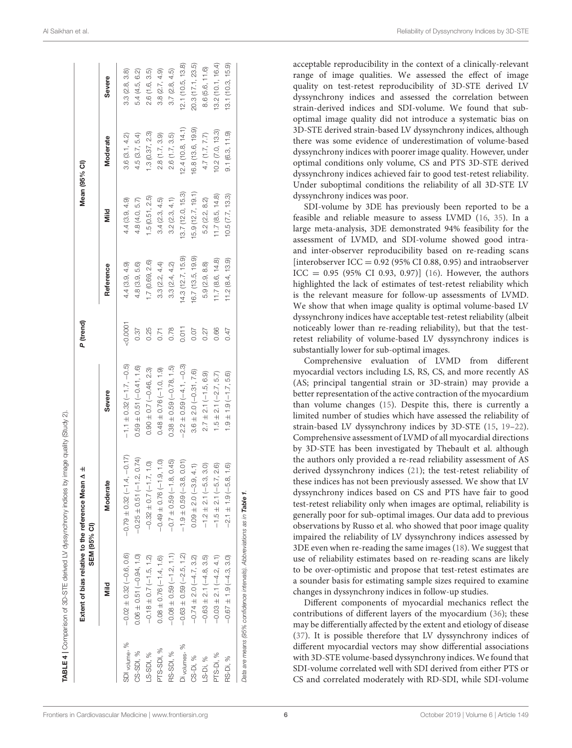**TABLE 4** | Comparison of 3D-STE derived LV dyssynchrony indices by image quality (Study 2).

| | Extent of bias relative to the reference Mean Δ ± SEM (95% CI) | | | P (trend) | Mean (95% CI) | | | |
|---|---|---|---|---|---|---|---|---|
| | Mild | Moderate | Severe | | Reference | Mild | Moderate | Severe |
| $SDI_{volume}$, % | −0.02 ± 0.32 (−0.6, 0.6) | −0.79 ± 0.32 (−1.4, −0.17) | −1.1 ± 0.32 (−1.7, −0.5) | <0.0001 | 4.4 (3.9, 4.9) | 4.4 (3.9, 4.9) | 3.6 (3.1, 4.2) | 3.3 (2.8, 3.8) |
| CS-SDI, % | 0.06 ± 0.51 (−0.94, 1.0) | −0.25 ± 0.51 (−1.2, 0.74) | 0.59 ± 0.51 (−0.41, 1.6) | 0.37 | 4.8 (3.9, 5.6) | 4.8 (4.0, 5.7) | 4.5 (3.7, 5.4) | 5.4 (4.5, 6.2) |
| LS-SDI, % | −0.18 ± 0.7 (−1.5, 1.2) | −0.32 ± 0.7 (−1.7, 1.0) | 0.90 ± 0.7 (−0.46, 2.3) | 0.25 | 1.7 (0.69, 2.6) | 1.5 (0.51, 2.5) | 1.3 (0.37, 2.3) | 2.6 (1.6, 3.5) |
| PTS-SDI, % | 0.08 ± 0.76 (−1.4, 1.6) | −0.49 ± 0.76 (−1.9, 1.0) | 0.48 ± 0.76 (−1.0, 1.9) | 0.71 | 3.3 (2.2, 4.4) | 3.4 (2.3, 4.5) | 2.8 (1.7, 3.9) | 3.8 (2.7, 4.9) |
| RS-SDI, % | −0.08 ± 0.59 (−1.2, 1.1) | −0.7 ± 0.59 (−1.8, 0.45) | 0.38 ± 0.59 (−0.78, 1.5) | 0.78 | 3.3 (2.4, 4.2) | 3.2 (2.3, 4.1) | 2.6 (1.7, 3.5) | 3.7 (2.8, 4.5) |
| $Di_{volumes}$, % | −0.63 ± 0.59 (−2.5, 1.2) | −1.9 ± 0.59 (−3.8, 0.01) | −2.2 ± 0.59 (−4.1, −0.3) | 0.011 | 14.3 (12.7, 15.9) | 13.7 (12.0, 15.3) | 12.4 (10.8, 14.1) | 12.1 (10.5, 13.8) |
| CS-Di, % | −0.74 ± 2.0 (−4.7, 3.2) | 0.09 ± 2.0 (−3.9, 4.1) | 3.6 ± 2.0 (−0.31, 7.6) | 0.07 | 16.7 (13.5, 19.9) | 15.9 (12.7, 19.1) | 16.8 (13.6, 19.9) | 20.3 (17.1, 23.5) |
| LS-Di, % | −0.63 ± 2.1 (−4.8, 3.5) | −1.2 ± 2.1 (−5.3, 3.0) | 2.7 ± 2.1 (−1.5, 6.9) | 0.27 | 5.9 (2.9, 8.8) | 5.2 (2.2, 8.2) | 4.7 (1.7, 7.7) | 8.6 (5.6, 11.6) |
| PTS-Di, % | −0.03 ± 2.1 (−4.2, 4.1) | −1.5 ± 2.1 (−5.7, 2.6) | 1.5 ± 2.1 (−2.7, 5.7) | 0.66 | 11.7 (8.6, 14.8) | 11.7 (8.5, 14.8) | 10.2 (7.0, 13.3) | 13.2 (10.1, 16.4) |
| RS-Di, % | −0.67 ± 1.9 (−4.3, 3.0) | −2.1 ± 1.9 (−5.8, 1.6) | 1.9 ± 1.9 (−1.7, 5.6) | 0.47 | 11.2 (8.4, 13.9) | 10.5 (7.7, 13.3) | 9.1 (6.3, 11.9) | 13.1 (10.3, 15.9) |

*Data are means (95% confidence intervals). Abbreviations as in* ***Table 1***.

acceptable reproducibility in the context of a clinically-relevant range of image qualities. We assessed the effect of image quality on test-retest reproducibility of 3D-STE derived LV dyssynchrony indices and assessed the correlation between strain-derived indices and SDI-volume. We found that sub-optimal image quality did not introduce a systematic bias on 3D-STE derived strain-based LV dyssynchrony indices, although there was some evidence of underestimation of volume-based dyssynchrony indices with poorer image quality. However, under optimal conditions only volume, CS and PTS 3D-STE derived dyssynchrony indices achieved fair to good test-retest reliability. Under suboptimal conditions the reliability of all 3D-STE LV dyssynchrony indices was poor.

SDI-volume by 3DE has previously been reported to be a feasible and reliable measure to assess LVMD (16, 35). In a large meta-analysis, 3DE demonstrated 94% feasibility for the assessment of LVMD, and SDI-volume showed good intra- and inter-observer reproducibility based on re-reading scans [interobserver ICC = 0.92 (95% CI 0.88, 0.95) and intraobserver ICC = 0.95 (95% CI 0.93, 0.97)] (16). However, the authors highlighted the lack of estimates of test-retest reliability which is the relevant measure for follow-up assessments of LVMD. We show that when image quality is optimal volume-based LV dyssynchrony indices have acceptable test-retest reliability (albeit noticeably lower than re-reading reliability), but that the test-retest reliability of volume-based LV dyssynchrony indices is substantially lower for sub-optimal images.

Comprehensive evaluation of LVMD from different myocardial vectors including LS, RS, CS, and more recently AS (AS; principal tangential strain or 3D-strain) may provide a better representation of the active contraction of the myocardium than volume changes (15). Despite this, there is currently a limited number of studies which have assessed the reliability of strain-based LV dyssynchrony indices by 3D-STE (15, 19–22). Comprehensive assessment of LVMD of all myocardial directions by 3D-STE has been investigated by Thebault et al. although the authors only provided a re-read reliability assessment of AS derived dyssynchrony indices (21); the test-retest reliability of these indices has not been previously assessed. We show that LV dyssynchrony indices based on CS and PTS have fair to good test-retest reliability only when images are optimal, reliability is generally poor for sub-optimal images. Our data add to previous observations by Russo et al. who showed that poor image quality impaired the reliability of LV dyssynchrony indices assessed by 3DE even when re-reading the same images (18). We suggest that use of reliability estimates based on re-reading scans are likely to be over-optimistic and propose that test-retest estimates are a sounder basis for estimating sample sizes required to examine changes in dyssynchrony indices in follow-up studies.

Different components of myocardial mechanics reflect the contributions of different layers of the myocardium (36); these may be differentially affected by the extent and etiology of disease (37). It is possible therefore that LV dyssynchrony indices of different myocardial vectors may show differential associations with 3D-STE volume-based dyssynchrony indices. We found that SDI-volume correlated well with SDI derived from either PTS or CS and correlated moderately with RD-SDI, while SDI-volume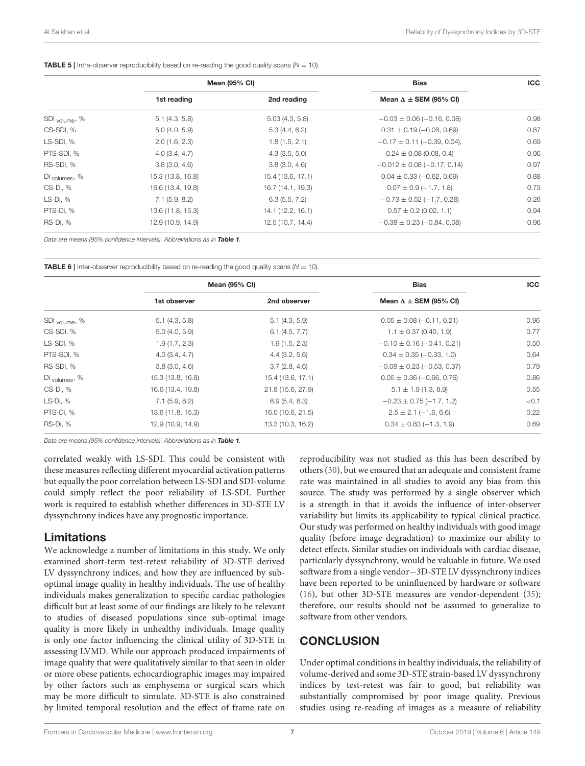**TABLE 5 |** Intra-observer reproducibility based on re-reading the good quality scans ($N = 10$).

| | Mean (95% CI) | | Bias | ICC |
|---|---|---|---|---|
| | 1st reading | 2nd reading | Mean $\Delta \pm$ SEM (95% CI) | |
| $SDI_{volume}$, % | 5.1 (4.3, 5.8) | 5.03 (4.3, 5.8) | −0.03 ± 0.06 (−0.16, 0.08) | 0.98 |
| CS-SDI, % | 5.0 (4.0, 5.9) | 5.3 (4.4, 6.2) | 0.31 ± 0.19 (−0.08, 0.69) | 0.87 |
| LS-SDI, % | 2.0 (1.6, 2.3) | 1.8 (1.5, 2.1) | −0.17 ± 0.11 (−0.39, 0.04), | 0.69 |
| PTS-SDI, % | 4.0 (3.4, 4.7) | 4.3 (3.5, 5.0) | 0.24 ± 0.08 (0.08, 0.4) | 0.96 |
| RS-SDI, % | 3.8 (3.0, 4.6) | 3.8 (3.0, 4.6) | −0.012 ± 0.08 (−0.17, 0.14) | 0.97 |
| $Di_{volumes}$, % | 15.3 (13.8, 16.8) | 15.4 (13.6, 17.1) | 0.04 ± 0.33 (−0.62, 0.69) | 0.88 |
| CS-Di, % | 16.6 (13.4, 19.8) | 16.7 (14.1, 19.3) | 0.07 ± 0.9 (−1.7, 1.8) | 0.73 |
| LS-Di, % | 7.1 (5.9, 8.2) | 6.3 (5.5, 7.2) | −0.73 ± 0.52 (−1.7, 0.28) | 0.26 |
| PTS-Di, % | 13.6 (11.8, 15.3) | 14.1 (12.2, 16.1) | 0.57 ± 0.2 (0.02, 1.1) | 0.94 |
| RS-Di, % | 12.9 (10.9, 14.9) | 12.5 (10.7, 14.4) | −0.38 ± 0.23 (−0.84, 0.08) | 0.96 |

*Data are means (95% confidence intervals). Abbreviations as in **Table 1**.*

**TABLE 6 |** Inter-observer reproducibility based on re-reading the good quality scans ($N = 10$).

| | Mean (95% CI) | | Bias | ICC |
|---|---|---|---|---|
| | 1st observer | 2nd observer | Mean $\Delta \pm$ SEM (95% CI) | |
| $SDI_{volume}$, % | 5.1 (4.3, 5.8) | 5.1 (4.3, 5.9) | 0.05 ± 0.08 (−0.11, 0.21) | 0.96 |
| CS-SDI, % | 5.0 (4.0, 5.9) | 6.1 (4.5, 7.7) | 1.1 ± 0.37 (0.40, 1.9) | 0.77 |
| LS-SDI, % | 1.9 (1.7, 2.3) | 1.9 (1.5, 2.3) | −0.10 ± 0.16 (−0.41, 0.21) | 0.50 |
| PTS-SDI, % | 4.0 (3.4, 4.7) | 4.4 (3.2, 5.6) | 0.34 ± 0.35 (−0.33, 1.0) | 0.64 |
| RS-SDI, % | 3.8 (3.0, 4.6) | 3.7 (2.8, 4.6) | −0.08 ± 0.23 (−0.53, 0.37) | 0.79 |
| $Di_{volumes}$, % | 15.3 (13.8, 16.8) | 15.4 (13.6, 17.1) | 0.05 ± 0.36 (−0.66, 0.76) | 0.86 |
| CS-Di, % | 16.6 (13.4, 19.8) | 21.8 (15.6, 27.9) | 5.1 ± 1.9 (1.3, 8.9) | 0.55 |
| LS-Di, % | 7.1 (5.9, 8.2) | 6.9 (5.4, 8.3) | −0.23 ± 0.75 (−1.7, 1.2) | <0.1 |
| PTS-Di, % | 13.6 (11.8, 15.3) | 16.0 (10.6, 21.5) | 2.5 ± 2.1 (−1.6, 6.6) | 0.22 |
| RS-Di, % | 12.9 (10.9, 14.9) | 13.3 (10.3, 16.2) | 0.34 ± 0.83 (−1.3, 1.9) | 0.69 |

*Data are means (95% confidence intervals). Abbreviations as in **Table 1**.*

correlated weakly with LS-SDI. This could be consistent with these measures reflecting different myocardial activation patterns but equally the poor correlation between LS-SDI and SDI-volume could simply reflect the poor reliability of LS-SDI. Further work is required to establish whether differences in 3D-STE LV dyssynchrony indices have any prognostic importance.

## Limitations

We acknowledge a number of limitations in this study. We only examined short-term test-retest reliability of 3D-STE derived LV dyssynchrony indices, and how they are influenced by sub-optimal image quality in healthy individuals. The use of healthy individuals makes generalization to specific cardiac pathologies difficult but at least some of our findings are likely to be relevant to studies of diseased populations since sub-optimal image quality is more likely in unhealthy individuals. Image quality is only one factor influencing the clinical utility of 3D-STE in assessing LVMD. While our approach produced impairments of image quality that were qualitatively similar to that seen in older or more obese patients, echocardiographic images may impaired by other factors such as emphysema or surgical scars which may be more difficult to simulate. 3D-STE is also constrained by limited temporal resolution and the effect of frame rate on reproducibility was not studied as this has been described by others (30), but we ensured that an adequate and consistent frame rate was maintained in all studies to avoid any bias from this source. The study was performed by a single observer which is a strength in that it avoids the influence of inter-observer variability but limits its applicability to typical clinical practice. Our study was performed on healthy individuals with good image quality (before image degradation) to maximize our ability to detect effects. Similar studies on individuals with cardiac disease, particularly dyssynchrony, would be valuable in future. We used software from a single vendor—3D-STE LV dyssynchrony indices have been reported to be uninfluenced by hardware or software (16), but other 3D-STE measures are vendor-dependent (35); therefore, our results should not be assumed to generalize to software from other vendors.

## CONCLUSION

Under optimal conditions in healthy individuals, the reliability of volume-derived and some 3D-STE strain-based LV dyssynchrony indices by test-retest was fair to good, but reliability was substantially compromised by poor image quality. Previous studies using re-reading of images as a measure of reliability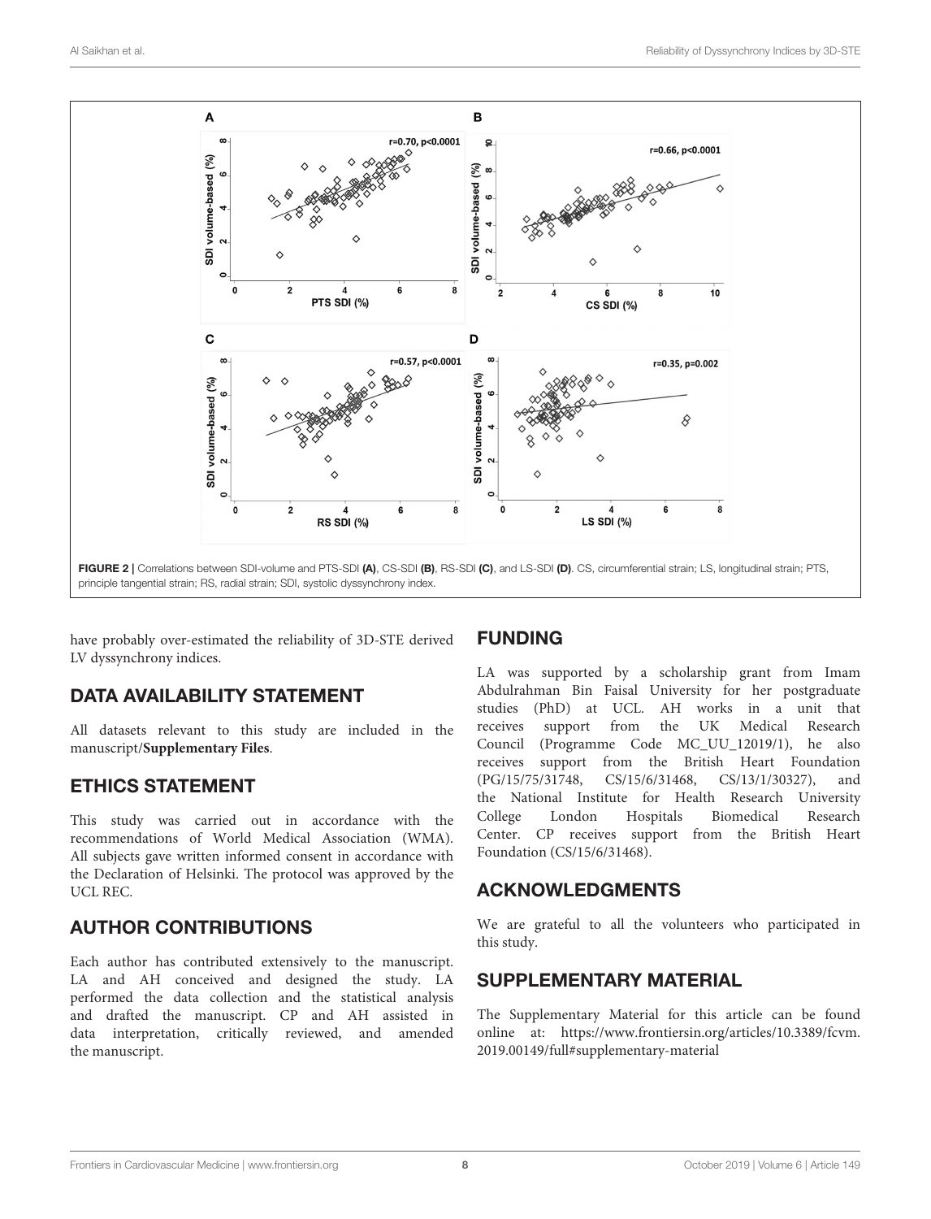FIGURE 2 | Correlations between SDI-volume and PTS-SDI **(A)**, CS-SDI **(B)**, RS-SDI **(C)**, and LS-SDI **(D)**. CS, circumferential strain; LS, longitudinal strain; PTS, principle tangential strain; RS, radial strain; SDI, systolic dyssynchrony index.

have probably over-estimated the reliability of 3D-STE derived LV dyssynchrony indices.

## DATA AVAILABILITY STATEMENT

All datasets relevant to this study are included in the manuscript/**Supplementary Files**.

## ETHICS STATEMENT

This study was carried out in accordance with the recommendations of World Medical Association (WMA). All subjects gave written informed consent in accordance with the Declaration of Helsinki. The protocol was approved by the UCL REC.

## AUTHOR CONTRIBUTIONS

Each author has contributed extensively to the manuscript. LA and AH conceived and designed the study. LA performed the data collection and the statistical analysis and drafted the manuscript. CP and AH assisted in data interpretation, critically reviewed, and amended the manuscript.

## FUNDING

LA was supported by a scholarship grant from Imam Abdulrahman Bin Faisal University for her postgraduate studies (PhD) at UCL. AH works in a unit that receives support from the UK Medical Research Council (Programme Code MC_UU_12019/1), he also receives support from the British Heart Foundation (PG/15/75/31748, CS/15/6/31468, CS/13/1/30327), and the National Institute for Health Research University College London Hospitals Biomedical Research Center. CP receives support from the British Heart Foundation (CS/15/6/31468).

## ACKNOWLEDGMENTS

We are grateful to all the volunteers who participated in this study.

## SUPPLEMENTARY MATERIAL

The Supplementary Material for this article can be found online at: https://www.frontiersin.org/articles/10.3389/fcvm.2019.00149/full#supplementary-material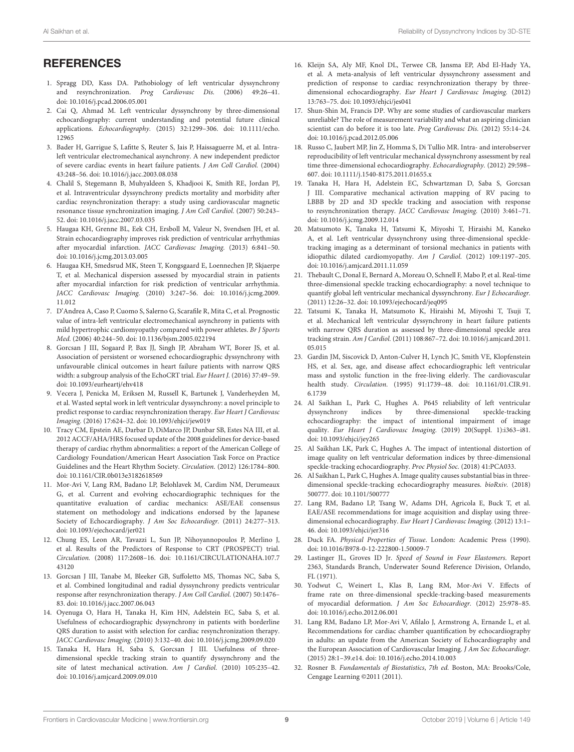## REFERENCES

1. Spragg DD, Kass DA. Pathobiology of left ventricular dyssynchrony and resynchronization. *Prog Cardiovasc Dis.* (2006) 49:26–41. doi: 10.1016/j.pcad.2006.05.001
2. Cai Q, Ahmad M. Left ventricular dyssynchrony by three-dimensional echocardiography: current understanding and potential future clinical applications. *Echocardiography.* (2015) 32:1299–306. doi: 10.1111/echo.12965
3. Bader H, Garrigue S, Lafitte S, Reuter S, Jais P, Haissaguerre M, et al. Intra-left ventricular electromechanical asynchrony. A new independent predictor of severe cardiac events in heart failure patients. *J Am Coll Cardiol.* (2004) 43:248–56. doi: 10.1016/j.jacc.2003.08.038
4. Chalil S, Stegemann B, Muhyaldeen S, Khadjooi K, Smith RE, Jordan PJ, et al. Intraventricular dyssynchrony predicts mortality and morbidity after cardiac resynchronization therapy: a study using cardiovascular magnetic resonance tissue synchronization imaging. *J Am Coll Cardiol.* (2007) 50:243–52. doi: 10.1016/j.jacc.2007.03.035
5. Haugaa KH, Grenne BL, Eek CH, Ersboll M, Valeur N, Svendsen JH, et al. Strain echocardiography improves risk prediction of ventricular arrhythmias after myocardial infarction. *JACC Cardiovasc Imaging.* (2013) 6:841–50. doi: 10.1016/j.jcmg.2013.03.005
6. Haugaa KH, Smedsrud MK, Steen T, Kongsgaard E, Loennechen JP, Skjaerpe T, et al. Mechanical dispersion assessed by myocardial strain in patients after myocardial infarction for risk prediction of ventricular arrhythmia. *JACC Cardiovasc Imaging.* (2010) 3:247–56. doi: 10.1016/j.jcmg.2009.11.012
7. D'Andrea A, Caso P, Cuomo S, Salerno G, Scarafile R, Mita C, et al. Prognostic value of intra-left ventricular electromechanical asynchrony in patients with mild hypertrophic cardiomyopathy compared with power athletes. *Br J Sports Med.* (2006) 40:244–50. doi: 10.1136/bjsm.2005.022194
8. Gorcsan J III, Sogaard P, Bax JJ, Singh JP, Abraham WT, Borer JS, et al. Association of persistent or worsened echocardiographic dyssynchrony with unfavourable clinical outcomes in heart failure patients with narrow QRS width: a subgroup analysis of the EchoCRT trial. *Eur Heart J.* (2016) 37:49–59. doi: 10.1093/eurheartj/ehv418
9. Vecera J, Penicka M, Eriksen M, Russell K, Bartunek J, Vanderheyden M, et al. Wasted septal work in left ventricular dyssynchrony: a novel principle to predict response to cardiac resynchronization therapy. *Eur Heart J Cardiovasc Imaging.* (2016) 17:624–32. doi: 10.1093/ehjci/jew019
10. Tracy CM, Epstein AE, Darbar D, DiMarco JP, Dunbar SB, Estes NA III, et al. 2012 ACCF/AHA/HRS focused update of the 2008 guidelines for device-based therapy of cardiac rhythm abnormalities: a report of the American College of Cardiology Foundation/American Heart Association Task Force on Practice Guidelines and the Heart Rhythm Society. *Circulation.* (2012) 126:1784–800. doi: 10.1161/CIR.0b013e3182618569
11. Mor-Avi V, Lang RM, Badano LP, Belohlavek M, Cardim NM, Derumeaux G, et al. Current and evolving echocardiographic techniques for the quantitative evaluation of cardiac mechanics: ASE/EAE consensus statement on methodology and indications endorsed by the Japanese Society of Echocardiography. *J Am Soc Echocardiogr.* (2011) 24:277–313. doi: 10.1093/ejechocard/jer021
12. Chung ES, Leon AR, Tavazzi L, Sun JP, Nihoyannopoulos P, Merlino J, et al. Results of the Predictors of Response to CRT (PROSPECT) trial. *Circulation.* (2008) 117:2608–16. doi: 10.1161/CIRCULATIONAHA.107.743120
13. Gorcsan J III, Tanabe M, Bleeker GB, Suffoletto MS, Thomas NC, Saba S, et al. Combined longitudinal and radial dyssynchrony predicts ventricular response after resynchronization therapy. *J Am Coll Cardiol.* (2007) 50:1476–83. doi: 10.1016/j.jacc.2007.06.043
14. Oyenuga O, Hara H, Tanaka H, Kim HN, Adelstein EC, Saba S, et al. Usefulness of echocardiographic dyssynchrony in patients with borderline QRS duration to assist with selection for cardiac resynchronization therapy. *JACC Cardiovasc Imaging.* (2010) 3:132–40. doi: 10.1016/j.jcmg.2009.09.020
15. Tanaka H, Hara H, Saba S, Gorcsan J III. Usefulness of three-dimensional speckle tracking strain to quantify dyssynchrony and the site of latest mechanical activation. *Am J Cardiol.* (2010) 105:235–42. doi: 10.1016/j.amjcard.2009.09.010
16. Kleijn SA, Aly MF, Knol DL, Terwee CB, Jansma EP, Abd El-Hady YA, et al. A meta-analysis of left ventricular dyssynchrony assessment and prediction of response to cardiac resynchronization therapy by three-dimensional echocardiography. *Eur Heart J Cardiovasc Imaging.* (2012) 13:763–75. doi: 10.1093/ehjci/jes041
17. Shun-Shin M, Francis DP. Why are some studies of cardiovascular markers unreliable? The role of measurement variability and what an aspiring clinician scientist can do before it is too late. *Prog Cardiovasc Dis.* (2012) 55:14–24. doi: 10.1016/j.pcad.2012.05.006
18. Russo C, Jaubert MP, Jin Z, Homma S, Di Tullio MR. Intra- and interobserver reproducibility of left ventricular mechanical dyssynchrony assessment by real time three-dimensional echocardiography. *Echocardiography.* (2012) 29:598–607. doi: 10.1111/j.1540-8175.2011.01655.x
19. Tanaka H, Hara H, Adelstein EC, Schwartzman D, Saba S, Gorcsan J III. Comparative mechanical activation mapping of RV pacing to LBBB by 2D and 3D speckle tracking and association with response to resynchronization therapy. *JACC Cardiovasc Imaging.* (2010) 3:461–71. doi: 10.1016/j.jcmg.2009.12.014
20. Matsumoto K, Tanaka H, Tatsumi K, Miyoshi T, Hiraishi M, Kaneko A, et al. Left ventricular dyssynchrony using three-dimensional speckle-tracking imaging as a determinant of torsional mechanics in patients with idiopathic dilated cardiomyopathy. *Am J Cardiol.* (2012) 109:1197–205. doi: 10.1016/j.amjcard.2011.11.059
21. Thebault C, Donal E, Bernard A, Moreau O, Schnell F, Mabo P, et al. Real-time three-dimensional speckle tracking echocardiography: a novel technique to quantify global left ventricular mechanical dyssynchrony. *Eur J Echocardiogr.* (2011) 12:26–32. doi: 10.1093/ejechocard/jeq095
22. Tatsumi K, Tanaka H, Matsumoto K, Hiraishi M, Miyoshi T, Tsuji T, et al. Mechanical left ventricular dyssynchrony in heart failure patients with narrow QRS duration as assessed by three-dimensional speckle area tracking strain. *Am J Cardiol.* (2011) 108:867–72. doi: 10.1016/j.amjcard.2011.05.015
23. Gardin JM, Siscovick D, Anton-Culver H, Lynch JC, Smith VE, Klopfenstein HS, et al. Sex, age, and disease affect echocardiographic left ventricular mass and systolic function in the free-living elderly. The cardiovascular health study. *Circulation.* (1995) 91:1739–48. doi: 10.1161/01.CIR.91.6.1739
24. Al Saikhan L, Park C, Hughes A. P645 reliability of left ventricular dyssynchrony indices by three-dimensional speckle-tracking echocardiography: the impact of intentional impairment of image quality. *Eur Heart J Cardiovasc Imaging.* (2019) 20(Suppl. 1):i363–i81. doi: 10.1093/ehjci/jey265
25. Al Saikhan LK, Park C, Hughes A. The impact of intentional distortion of image quality on left ventricular deformation indices by three-dimensional speckle-tracking echocardiography. *Proc Physiol Soc.* (2018) 41:PCA033.
26. Al Saikhan L, Park C, Hughes A. Image quality causes substantial bias in three-dimensional speckle-tracking echocardiography measures. *bioRxiv.* (2018) 500777. doi: 10.1101/500777
27. Lang RM, Badano LP, Tsang W, Adams DH, Agricola E, Buck T, et al. EAE/ASE recommendations for image acquisition and display using three-dimensional echocardiography. *Eur Heart J Cardiovasc Imaging.* (2012) 13:1–46. doi: 10.1093/ehjci/jer316
28. Duck FA. *Physical Properties of Tissue*. London: Academic Press (1990). doi: 10.1016/B978-0-12-222800-1.50009-7
29. Lastinger JL, Groves ID Jr. *Speed of Sound in Four Elastomers*. Report 2363, Standards Branch, Underwater Sound Reference Division, Orlando, FL (1971).
30. Yodwut C, Weinert L, Klas B, Lang RM, Mor-Avi V. Effects of frame rate on three-dimensional speckle-tracking-based measurements of myocardial deformation. *J Am Soc Echocardiogr.* (2012) 25:978–85. doi: 10.1016/j.echo.2012.06.001
31. Lang RM, Badano LP, Mor-Avi V, Afilalo J, Armstrong A, Ernande L, et al. Recommendations for cardiac chamber quantification by echocardiography in adults: an update from the American Society of Echocardiography and the European Association of Cardiovascular Imaging. *J Am Soc Echocardiogr.* (2015) 28:1–39.e14. doi: 10.1016/j.echo.2014.10.003
32. Rosner B. *Fundamentals of Biostatistics, 7th ed.* Boston, MA: Brooks/Cole, Cengage Learning ©2011 (2011).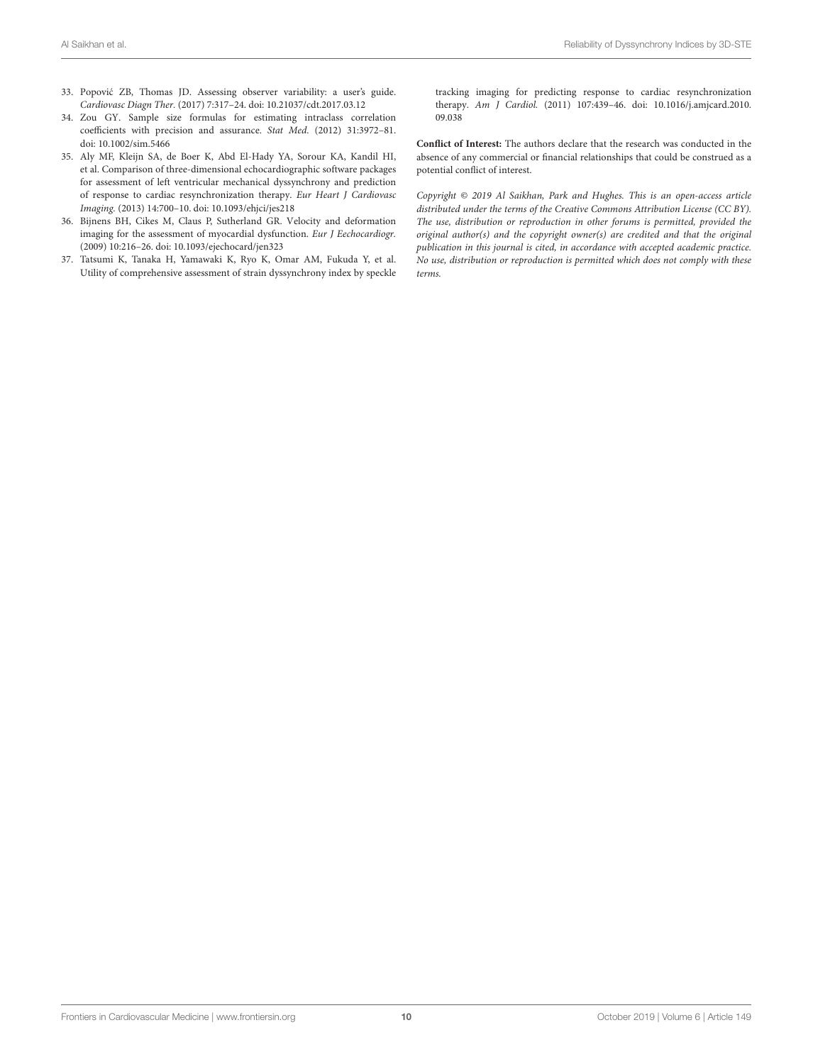33. Popović ZB, Thomas JD. Assessing observer variability: a user's guide. *Cardiovasc Diagn Ther.* (2017) 7:317–24. doi: 10.21037/cdt.2017.03.12
34. Zou GY. Sample size formulas for estimating intraclass correlation coefficients with precision and assurance. *Stat Med.* (2012) 31:3972–81. doi: 10.1002/sim.5466
35. Aly MF, Kleijn SA, de Boer K, Abd El-Hady YA, Sorour KA, Kandil HI, et al. Comparison of three-dimensional echocardiographic software packages for assessment of left ventricular mechanical dyssynchrony and prediction of response to cardiac resynchronization therapy. *Eur Heart J Cardiovasc Imaging.* (2013) 14:700–10. doi: 10.1093/ehjci/jes218
36. Bijnens BH, Cikes M, Claus P, Sutherland GR. Velocity and deformation imaging for the assessment of myocardial dysfunction. *Eur J Eechocardiogr.* (2009) 10:216–26. doi: 10.1093/ejechocard/jen323
37. Tatsumi K, Tanaka H, Yamawaki K, Ryo K, Omar AM, Fukuda Y, et al. Utility of comprehensive assessment of strain dyssynchrony index by speckle tracking imaging for predicting response to cardiac resynchronization therapy. *Am J Cardiol.* (2011) 107:439–46. doi: 10.1016/j.amjcard.2010.09.038

**Conflict of Interest:** The authors declare that the research was conducted in the absence of any commercial or financial relationships that could be construed as a potential conflict of interest.

*Copyright © 2019 Al Saikhan, Park and Hughes. This is an open-access article distributed under the terms of the Creative Commons Attribution License (CC BY). The use, distribution or reproduction in other forums is permitted, provided the original author(s) and the copyright owner(s) are credited and that the original publication in this journal is cited, in accordance with accepted academic practice. No use, distribution or reproduction is permitted which does not comply with these terms.*